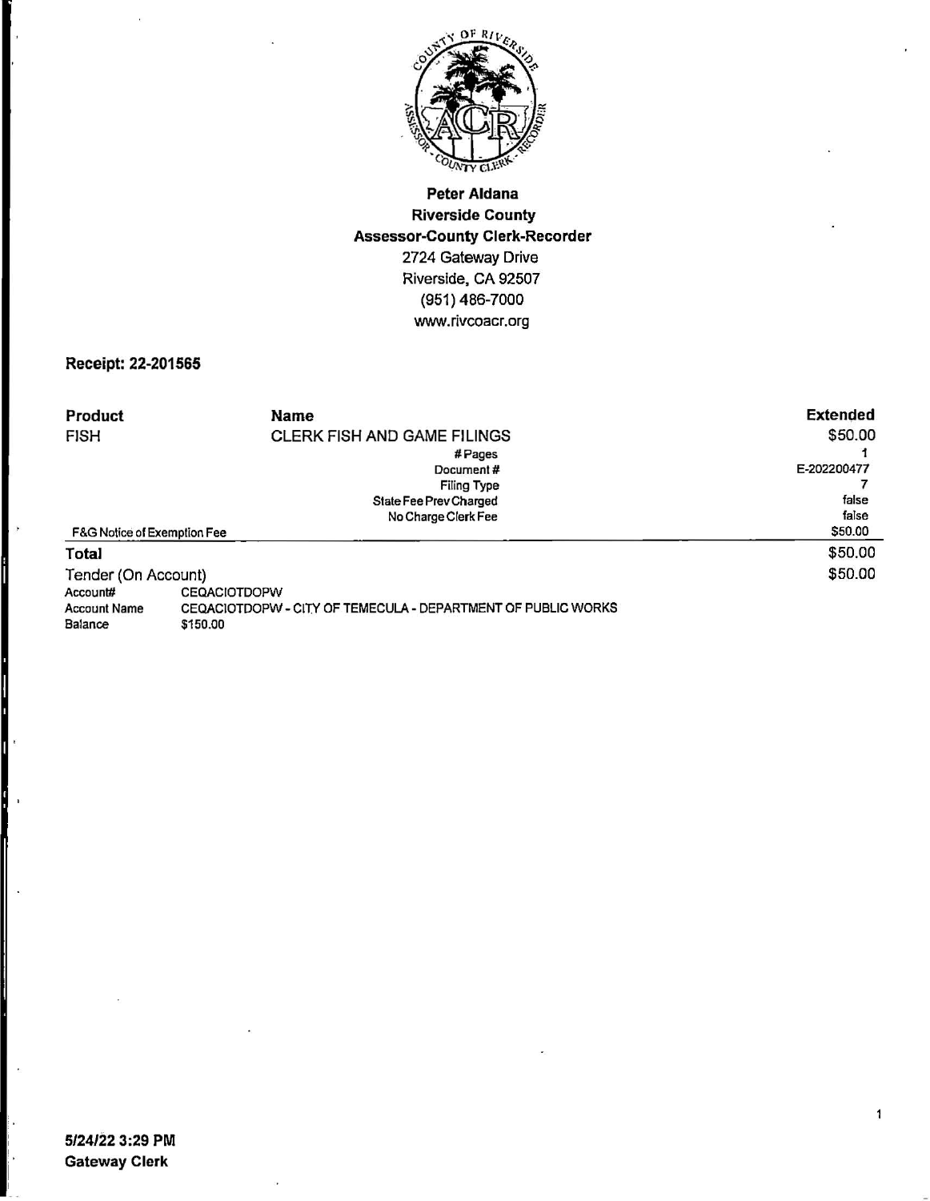**Peter Aldana**
**Riverside County**
**Assessor-County Clerk-Recorder**
2724 Gateway Drive
Riverside, CA 92507
(951) 486-7000
www.rivcoacr.org

**Receipt: 22-201565**

| Product | Name | Extended |
|---|---|---|
| FISH | CLERK FISH AND GAME FILINGS | $50.00 |
| | # Pages | 1 |
| | Document # | E-202200477 |
| | Filing Type | 7 |
| | State Fee Prev Charged | false |
| | No Charge Clerk Fee | false |
| F&G Notice of Exemption Fee | | $50.00 |
| **Total** | | $50.00 |
| Tender (On Account) | | $50.00 |

Account# CEQACIOTDOPW
Account Name CEQACIOTDOPW - CITY OF TEMECULA - DEPARTMENT OF PUBLIC WORKS
Balance $150.00

**5/24/22 3:29 PM**
**Gateway Clerk**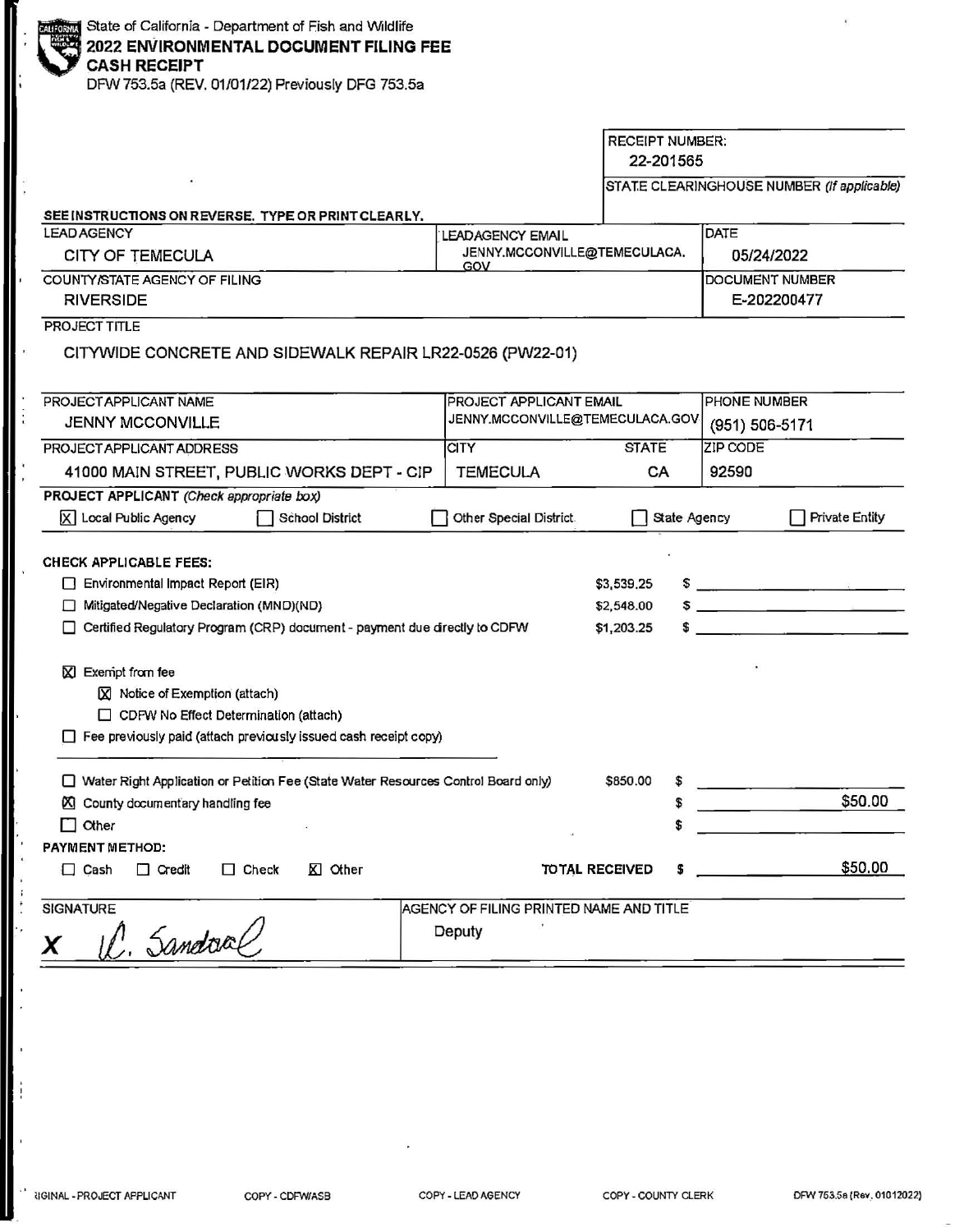State of California - Department of Fish and Wildlife

# 2022 ENVIRONMENTAL DOCUMENT FILING FEE CASH RECEIPT

DFW 753.5a (REV. 01/01/22) Previously DFG 753.5a

| | |
|---|---|
| RECEIPT NUMBER: | 22-201565 |
| STATE CLEARINGHOUSE NUMBER *(If applicable)* | |

**SEE INSTRUCTIONS ON REVERSE. TYPE OR PRINT CLEARLY.**

| LEAD AGENCY | LEAD AGENCY EMAIL | DATE |
|---|---|---|
| CITY OF TEMECULA | JENNY.MCCONVILLE@TEMECULACA.GOV | 05/24/2022 |

| COUNTY/STATE AGENCY OF FILING | DOCUMENT NUMBER |
|---|---|
| RIVERSIDE | E-202200477 |

PROJECT TITLE

CITYWIDE CONCRETE AND SIDEWALK REPAIR LR22-0526 (PW22-01)

| PROJECT APPLICANT NAME | PROJECT APPLICANT EMAIL | | PHONE NUMBER |
|---|---|---|---|
| JENNY MCCONVILLE | JENNY.MCCONVILLE@TEMECULACA.GOV | | (951) 506-5171 |
| **PROJECT APPLICANT ADDRESS** | **CITY** | **STATE** | **ZIP CODE** |
| 41000 MAIN STREET, PUBLIC WORKS DEPT - CIP | TEMECULA | CA | 92590 |

**PROJECT APPLICANT** *(Check appropriate box)*

☒ Local Public Agency ☐ School District ☐ Other Special District ☐ State Agency ☐ Private Entity

**CHECK APPLICABLE FEES:**

| | | |
|---|---|---|
| ☐ Environmental Impact Report (EIR) | $3,539.25 | $ |
| ☐ Mitigated/Negative Declaration (MND)(ND) | $2,548.00 | $ |
| ☐ Certified Regulatory Program (CRP) document - payment due directly to CDFW | $1,203.25 | $ |

☒ Exempt from fee
- ☒ Notice of Exemption (attach)
- ☐ CDFW No Effect Determination (attach)

☐ Fee previously paid (attach previously issued cash receipt copy)

| | | |
|---|---|---|
| ☐ Water Right Application or Petition Fee (State Water Resources Control Board only) | $850.00 | $ |
| ☒ County documentary handling fee | | $ $50.00 |
| ☐ Other | | $ |

**PAYMENT METHOD:**

☐ Cash ☐ Credit ☐ Check ☒ Other **TOTAL RECEIVED** $ $50.00

| SIGNATURE | AGENCY OF FILING PRINTED NAME AND TITLE |
|---|---|
| X C. Sandoval | Deputy |

ORIGINAL - PROJECT APPLICANT COPY - CDFW/ASB COPY - LEAD AGENCY COPY - COUNTY CLERK DFW 753.5a (Rev. 01012022)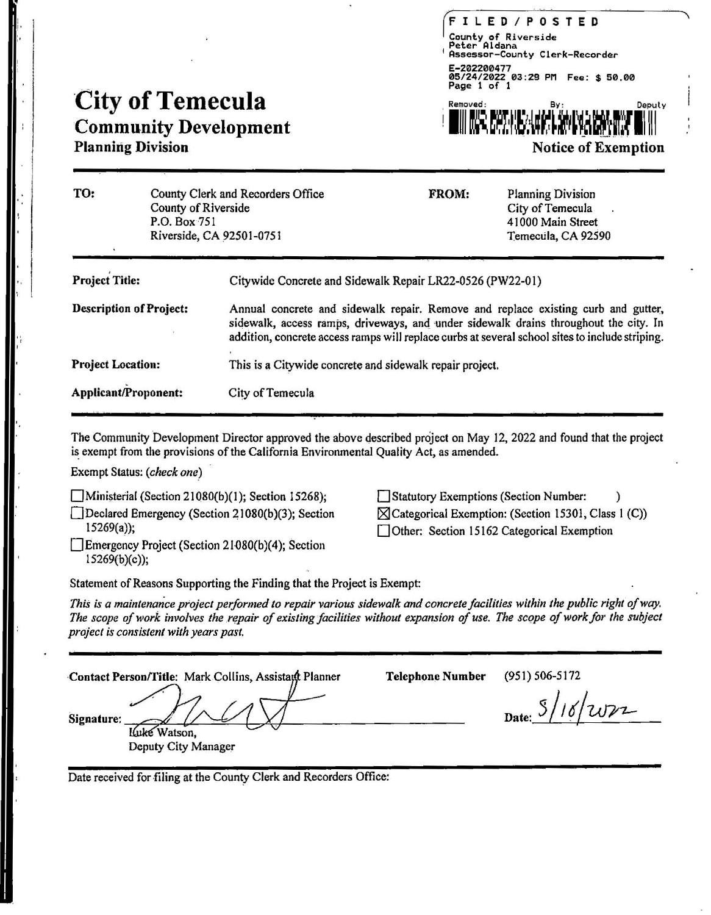FILED / POSTED

County of Riverside
Peter Aldana
Assessor-County Clerk-Recorder

E-202200477
05/24/2022 03:29 PM Fee: $ 50.00
Page 1 of 1

Removed: By: Deputy

# City of Temecula

## Community Development

### Planning Division

**Notice of Exemption**

| | | | |
|---|---|---|---|
| **TO:** | County Clerk and Recorders Office<br>County of Riverside<br>P.O. Box 751<br>Riverside, CA 92501-0751 | **FROM:** | Planning Division<br>City of Temecula<br>41000 Main Street<br>Temecula, CA 92590 |

| | |
|---|---|
| **Project Title:** | Citywide Concrete and Sidewalk Repair LR22-0526 (PW22-01) |
| **Description of Project:** | Annual concrete and sidewalk repair. Remove and replace existing curb and gutter, sidewalk, access ramps, driveways, and under sidewalk drains throughout the city. In addition, concrete access ramps will replace curbs at several school sites to include striping. |
| **Project Location:** | This is a Citywide concrete and sidewalk repair project. |
| **Applicant/Proponent:** | City of Temecula |

The Community Development Director approved the above described project on May 12, 2022 and found that the project is exempt from the provisions of the California Environmental Quality Act, as amended.

Exempt Status: (*check one*)

- ☐ Ministerial (Section 21080(b)(1); Section 15268);
- ☐ Declared Emergency (Section 21080(b)(3); Section 15269(a));
- ☐ Emergency Project (Section 21080(b)(4); Section 15269(b)(c));
- ☐ Statutory Exemptions (Section Number: )
- ☒ Categorical Exemption: (Section 15301, Class 1 (C))
- ☐ Other: Section 15162 Categorical Exemption

Statement of Reasons Supporting the Finding that the Project is Exempt:

*This is a maintenance project performed to repair various sidewalk and concrete facilities within the public right of way. The scope of work involves the repair of existing facilities without expansion of use. The scope of work for the subject project is consistent with years past.*

**Contact Person/Title:** Mark Collins, Assistant Planner **Telephone Number** (951) 506-5172

Signature: ______________________ Date: 5/16/2022
Luke Watson,
Deputy City Manager

Date received for filing at the County Clerk and Recorders Office: